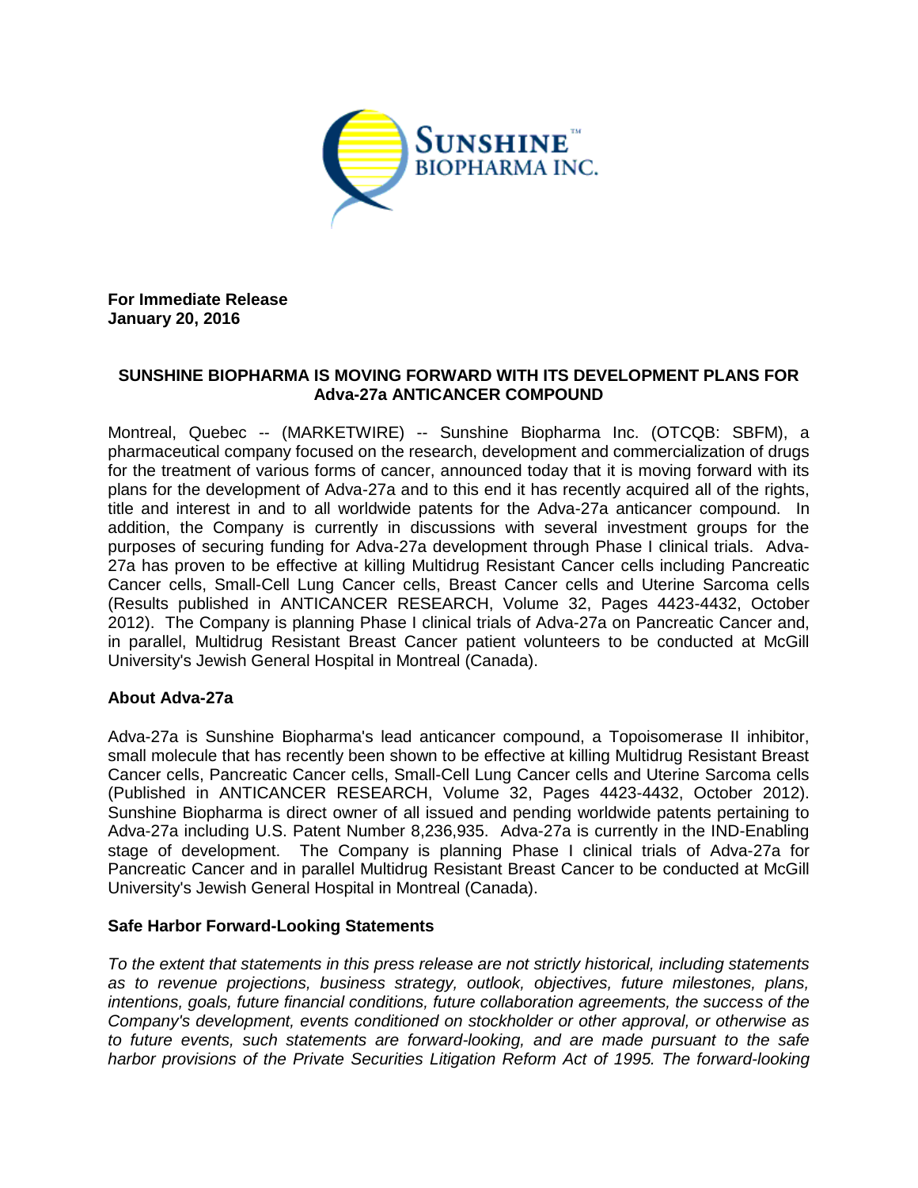**For Immediate Release**
**January 20, 2016**

## SUNSHINE BIOPHARMA IS MOVING FORWARD WITH ITS DEVELOPMENT PLANS FOR Adva-27a ANTICANCER COMPOUND

Montreal, Quebec -- (MARKETWIRE) -- Sunshine Biopharma Inc. (OTCQB: SBFM), a pharmaceutical company focused on the research, development and commercialization of drugs for the treatment of various forms of cancer, announced today that it is moving forward with its plans for the development of Adva-27a and to this end it has recently acquired all of the rights, title and interest in and to all worldwide patents for the Adva-27a anticancer compound. In addition, the Company is currently in discussions with several investment groups for the purposes of securing funding for Adva-27a development through Phase I clinical trials. Adva-27a has proven to be effective at killing Multidrug Resistant Cancer cells including Pancreatic Cancer cells, Small-Cell Lung Cancer cells, Breast Cancer cells and Uterine Sarcoma cells (Results published in ANTICANCER RESEARCH, Volume 32, Pages 4423-4432, October 2012). The Company is planning Phase I clinical trials of Adva-27a on Pancreatic Cancer and, in parallel, Multidrug Resistant Breast Cancer patient volunteers to be conducted at McGill University's Jewish General Hospital in Montreal (Canada).

### About Adva-27a

Adva-27a is Sunshine Biopharma's lead anticancer compound, a Topoisomerase II inhibitor, small molecule that has recently been shown to be effective at killing Multidrug Resistant Breast Cancer cells, Pancreatic Cancer cells, Small-Cell Lung Cancer cells and Uterine Sarcoma cells (Published in ANTICANCER RESEARCH, Volume 32, Pages 4423-4432, October 2012). Sunshine Biopharma is direct owner of all issued and pending worldwide patents pertaining to Adva-27a including U.S. Patent Number 8,236,935. Adva-27a is currently in the IND-Enabling stage of development. The Company is planning Phase I clinical trials of Adva-27a for Pancreatic Cancer and in parallel Multidrug Resistant Breast Cancer to be conducted at McGill University's Jewish General Hospital in Montreal (Canada).

### Safe Harbor Forward-Looking Statements

*To the extent that statements in this press release are not strictly historical, including statements as to revenue projections, business strategy, outlook, objectives, future milestones, plans, intentions, goals, future financial conditions, future collaboration agreements, the success of the Company's development, events conditioned on stockholder or other approval, or otherwise as to future events, such statements are forward-looking, and are made pursuant to the safe harbor provisions of the Private Securities Litigation Reform Act of 1995. The forward-looking*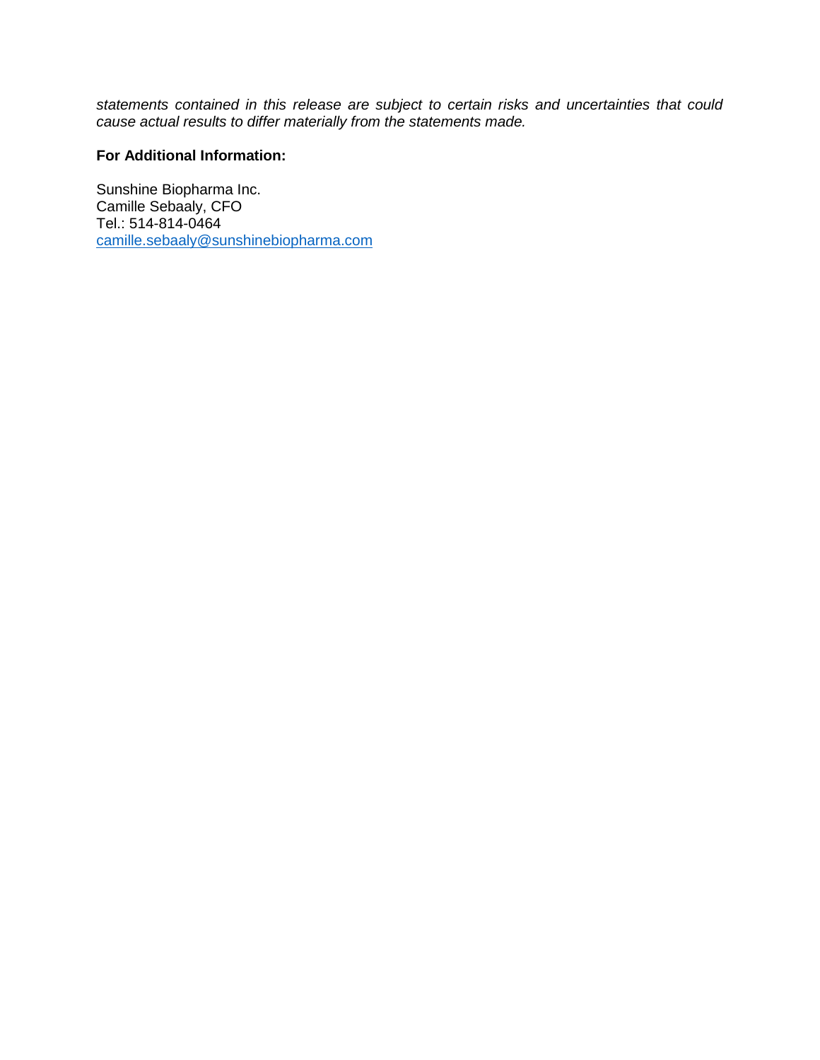*statements contained in this release are subject to certain risks and uncertainties that could cause actual results to differ materially from the statements made.*

**For Additional Information:**

Sunshine Biopharma Inc.
Camille Sebaaly, CFO
Tel.: 514-814-0464
camille.sebaaly@sunshinebiopharma.com